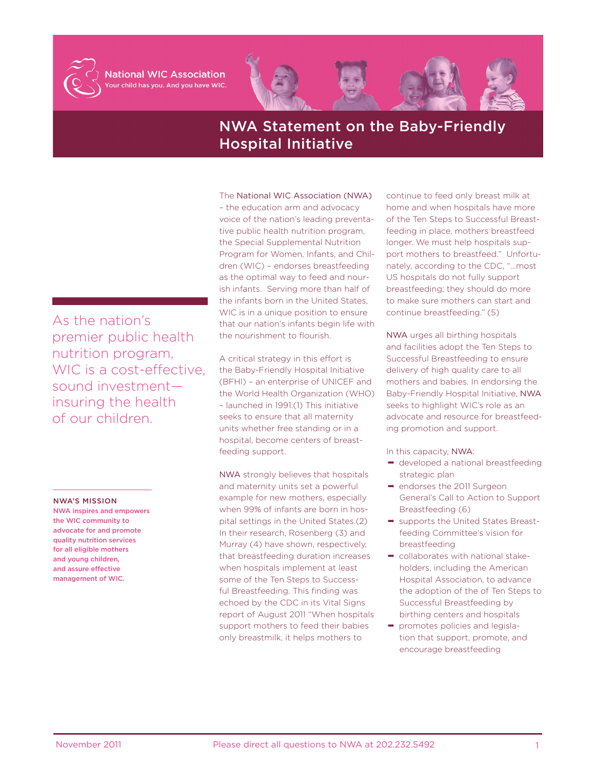National WIC Association

Your child has you. And you have WIC.

# NWA Statement on the Baby-Friendly Hospital Initiative

As the nation's premier public health nutrition program, WIC is a cost-effective, sound investment—insuring the health of our children.

**NWA'S MISSION**

**NWA inspires and empowers the WIC community to advocate for and promote quality nutrition services for all eligible mothers and young children, and assure effective management of WIC.**

The National WIC Association (NWA) – the education arm and advocacy voice of the nation's leading preventative public health nutrition program, the Special Supplemental Nutrition Program for Women, Infants, and Children (WIC) – endorses breastfeeding as the optimal way to feed and nourish infants. Serving more than half of the infants born in the United States, WIC is in a unique position to ensure that our nation's infants begin life with the nourishment to flourish.

A critical strategy in this effort is the Baby-Friendly Hospital Initiative (BFHI) – an enterprise of UNICEF and the World Health Organization (WHO) – launched in 1991.(1) This initiative seeks to ensure that all maternity units whether free standing or in a hospital, become centers of breastfeeding support.

NWA strongly believes that hospitals and maternity units set a powerful example for new mothers, especially when 99% of infants are born in hospital settings in the United States.(2) In their research, Rosenberg (3) and Murray (4) have shown, respectively, that breastfeeding duration increases when hospitals implement at least some of the Ten Steps to Successful Breastfeeding. This finding was echoed by the CDC in its Vital Signs report of August 2011 "When hospitals support mothers to feed their babies only breastmilk, it helps mothers to continue to feed only breast milk at home and when hospitals have more of the Ten Steps to Successful Breastfeeding in place, mothers breastfeed longer. We must help hospitals support mothers to breastfeed." Unfortunately, according to the CDC, "...most US hospitals do not fully support breastfeeding; they should do more to make sure mothers can start and continue breastfeeding." (5)

NWA urges all birthing hospitals and facilities adopt the Ten Steps to Successful Breastfeeding to ensure delivery of high quality care to all mothers and babies. In endorsing the Baby-Friendly Hospital Initiative, NWA seeks to highlight WIC's role as an advocate and resource for breastfeeding promotion and support.

In this capacity, NWA:

- developed a national breastfeeding strategic plan
- endorses the 2011 Surgeon General's Call to Action to Support Breastfeeding (6)
- supports the United States Breastfeeding Committee's vision for breastfeeding
- collaborates with national stakeholders, including the American Hospital Association, to advance the adoption of the of Ten Steps to Successful Breastfeeding by birthing centers and hospitals
- promotes policies and legislation that support, promote, and encourage breastfeeding

November 2011 Please direct all questions to NWA at 202.232.5492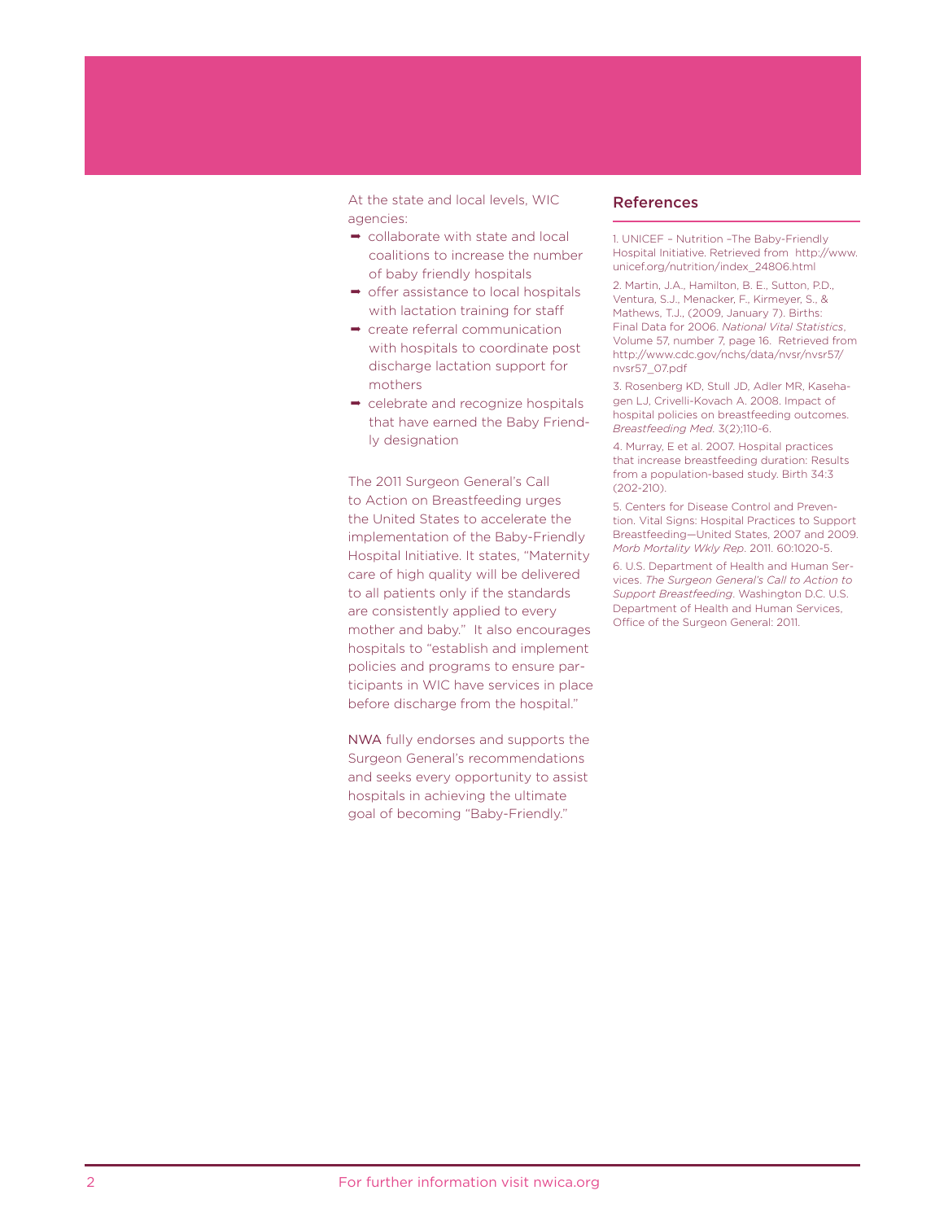At the state and local levels, WIC agencies:

- collaborate with state and local coalitions to increase the number of baby friendly hospitals
- offer assistance to local hospitals with lactation training for staff
- create referral communication with hospitals to coordinate post discharge lactation support for mothers
- celebrate and recognize hospitals that have earned the Baby Friendly designation

The 2011 Surgeon General's Call to Action on Breastfeeding urges the United States to accelerate the implementation of the Baby-Friendly Hospital Initiative. It states, "Maternity care of high quality will be delivered to all patients only if the standards are consistently applied to every mother and baby." It also encourages hospitals to "establish and implement policies and programs to ensure participants in WIC have services in place before discharge from the hospital."

NWA fully endorses and supports the Surgeon General's recommendations and seeks every opportunity to assist hospitals in achieving the ultimate goal of becoming "Baby-Friendly."

## References

1. UNICEF – Nutrition –The Baby-Friendly Hospital Initiative. Retrieved from http://www.unicef.org/nutrition/index_24806.html

2. Martin, J.A., Hamilton, B. E., Sutton, P.D., Ventura, S.J., Menacker, F., Kirmeyer, S., & Mathews, T.J., (2009, January 7). Births: Final Data for 2006. *National Vital Statistics*, Volume 57, number 7, page 16. Retrieved from http://www.cdc.gov/nchs/data/nvsr/nvsr57/nvsr57_07.pdf

3. Rosenberg KD, Stull JD, Adler MR, Kasehagen LJ, Crivelli-Kovach A. 2008. Impact of hospital policies on breastfeeding outcomes. *Breastfeeding Med.* 3(2);110-6.

4. Murray, E et al. 2007. Hospital practices that increase breastfeeding duration: Results from a population-based study. Birth 34:3 (202-210).

5. Centers for Disease Control and Prevention. Vital Signs: Hospital Practices to Support Breastfeeding—United States, 2007 and 2009. *Morb Mortality Wkly Rep.* 2011. 60:1020-5.

6. U.S. Department of Health and Human Services. *The Surgeon General's Call to Action to Support Breastfeeding*. Washington D.C. U.S. Department of Health and Human Services, Office of the Surgeon General: 2011.

For further information visit nwica.org